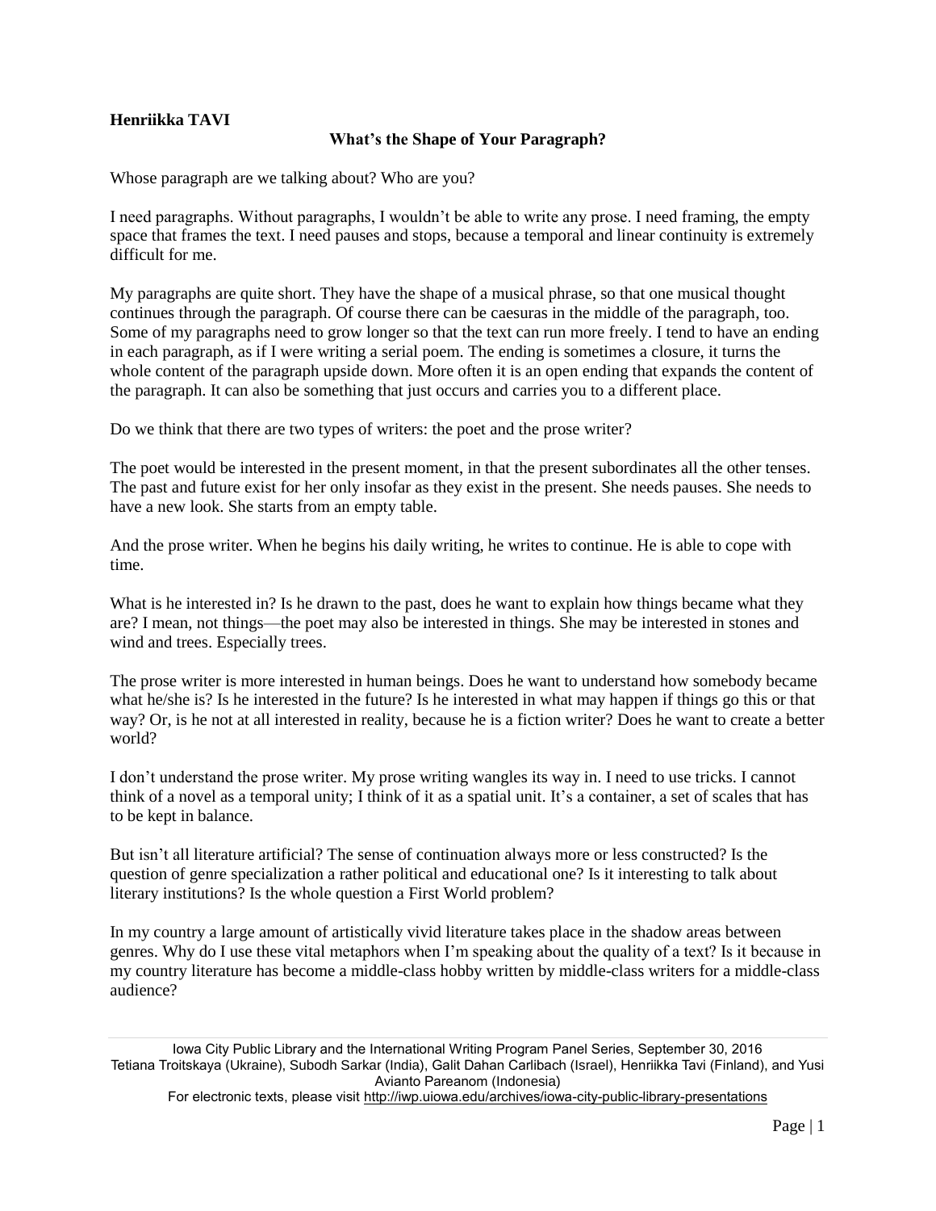**Henriikka TAVI**

## What's the Shape of Your Paragraph?

Whose paragraph are we talking about? Who are you?

I need paragraphs. Without paragraphs, I wouldn't be able to write any prose. I need framing, the empty space that frames the text. I need pauses and stops, because a temporal and linear continuity is extremely difficult for me.

My paragraphs are quite short. They have the shape of a musical phrase, so that one musical thought continues through the paragraph. Of course there can be caesuras in the middle of the paragraph, too. Some of my paragraphs need to grow longer so that the text can run more freely. I tend to have an ending in each paragraph, as if I were writing a serial poem. The ending is sometimes a closure, it turns the whole content of the paragraph upside down. More often it is an open ending that expands the content of the paragraph. It can also be something that just occurs and carries you to a different place.

Do we think that there are two types of writers: the poet and the prose writer?

The poet would be interested in the present moment, in that the present subordinates all the other tenses. The past and future exist for her only insofar as they exist in the present. She needs pauses. She needs to have a new look. She starts from an empty table.

And the prose writer. When he begins his daily writing, he writes to continue. He is able to cope with time.

What is he interested in? Is he drawn to the past, does he want to explain how things became what they are? I mean, not things—the poet may also be interested in things. She may be interested in stones and wind and trees. Especially trees.

The prose writer is more interested in human beings. Does he want to understand how somebody became what he/she is? Is he interested in the future? Is he interested in what may happen if things go this or that way? Or, is he not at all interested in reality, because he is a fiction writer? Does he want to create a better world?

I don't understand the prose writer. My prose writing wangles its way in. I need to use tricks. I cannot think of a novel as a temporal unity; I think of it as a spatial unit. It's a container, a set of scales that has to be kept in balance.

But isn't all literature artificial? The sense of continuation always more or less constructed? Is the question of genre specialization a rather political and educational one? Is it interesting to talk about literary institutions? Is the whole question a First World problem?

In my country a large amount of artistically vivid literature takes place in the shadow areas between genres. Why do I use these vital metaphors when I'm speaking about the quality of a text? Is it because in my country literature has become a middle-class hobby written by middle-class writers for a middle-class audience?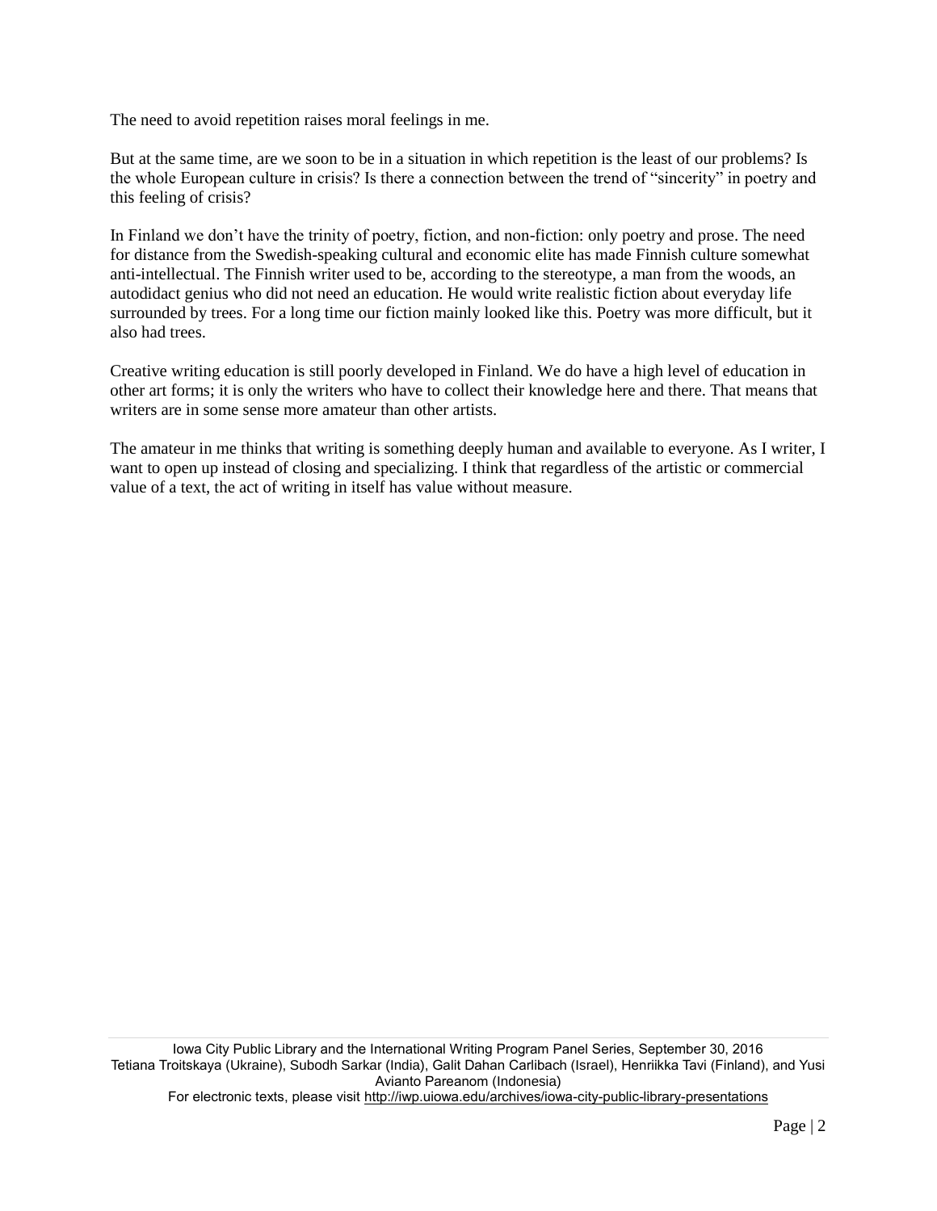The need to avoid repetition raises moral feelings in me.

But at the same time, are we soon to be in a situation in which repetition is the least of our problems? Is the whole European culture in crisis? Is there a connection between the trend of "sincerity" in poetry and this feeling of crisis?

In Finland we don't have the trinity of poetry, fiction, and non-fiction: only poetry and prose. The need for distance from the Swedish-speaking cultural and economic elite has made Finnish culture somewhat anti-intellectual. The Finnish writer used to be, according to the stereotype, a man from the woods, an autodidact genius who did not need an education. He would write realistic fiction about everyday life surrounded by trees. For a long time our fiction mainly looked like this. Poetry was more difficult, but it also had trees.

Creative writing education is still poorly developed in Finland. We do have a high level of education in other art forms; it is only the writers who have to collect their knowledge here and there. That means that writers are in some sense more amateur than other artists.

The amateur in me thinks that writing is something deeply human and available to everyone. As I writer, I want to open up instead of closing and specializing. I think that regardless of the artistic or commercial value of a text, the act of writing in itself has value without measure.